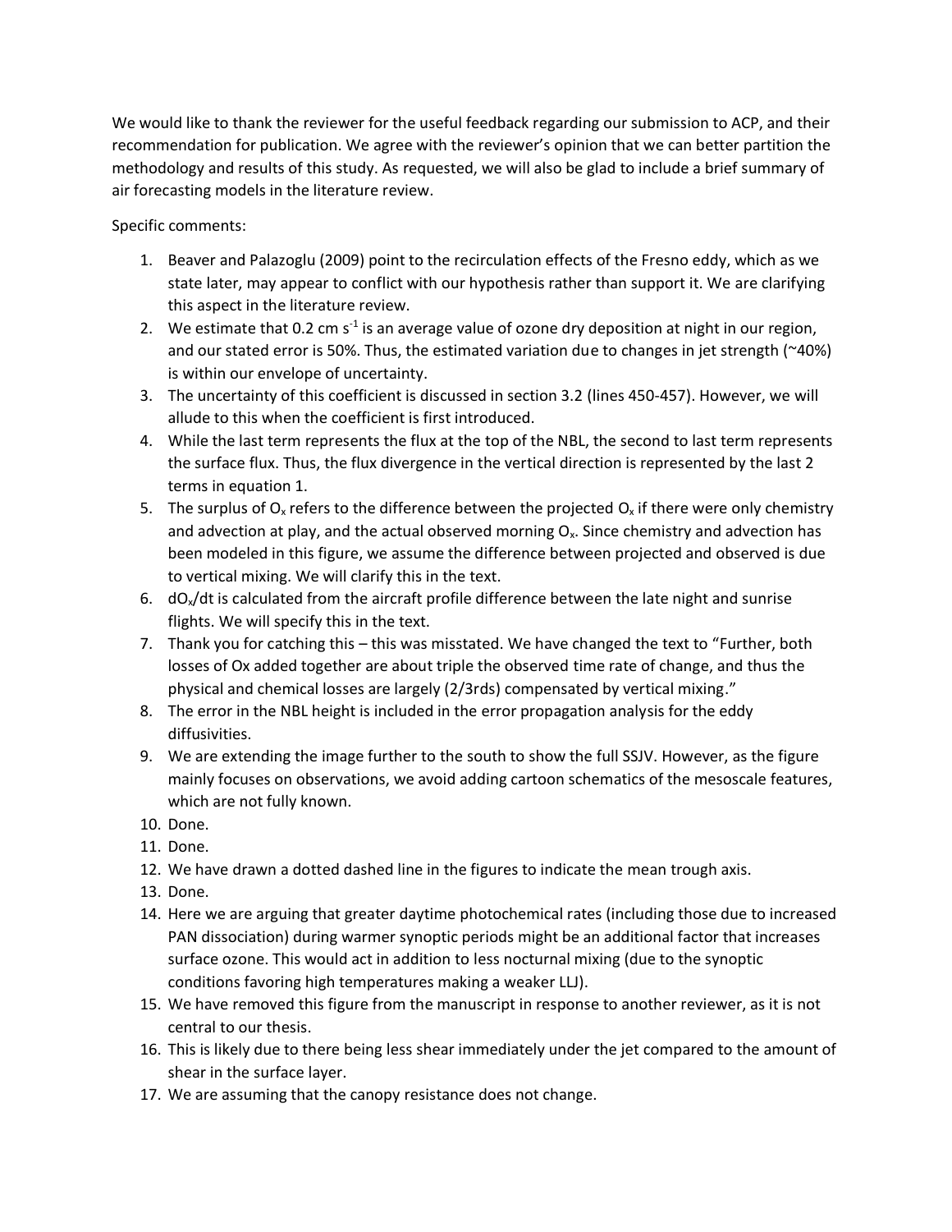We would like to thank the reviewer for the useful feedback regarding our submission to ACP, and their recommendation for publication. We agree with the reviewer's opinion that we can better partition the methodology and results of this study. As requested, we will also be glad to include a brief summary of air forecasting models in the literature review.

Specific comments:

1. Beaver and Palazoglu (2009) point to the recirculation effects of the Fresno eddy, which as we state later, may appear to conflict with our hypothesis rather than support it. We are clarifying this aspect in the literature review.
2. We estimate that 0.2 cm $s^{-1}$ is an average value of ozone dry deposition at night in our region, and our stated error is 50%. Thus, the estimated variation due to changes in jet strength (~40%) is within our envelope of uncertainty.
3. The uncertainty of this coefficient is discussed in section 3.2 (lines 450-457). However, we will allude to this when the coefficient is first introduced.
4. While the last term represents the flux at the top of the NBL, the second to last term represents the surface flux. Thus, the flux divergence in the vertical direction is represented by the last 2 terms in equation 1.
5. The surplus of $O_x$ refers to the difference between the projected $O_x$ if there were only chemistry and advection at play, and the actual observed morning $O_x$. Since chemistry and advection has been modeled in this figure, we assume the difference between projected and observed is due to vertical mixing. We will clarify this in the text.
6. $dO_x/dt$ is calculated from the aircraft profile difference between the late night and sunrise flights. We will specify this in the text.
7. Thank you for catching this – this was misstated. We have changed the text to "Further, both losses of Ox added together are about triple the observed time rate of change, and thus the physical and chemical losses are largely (2/3rds) compensated by vertical mixing."
8. The error in the NBL height is included in the error propagation analysis for the eddy diffusivities.
9. We are extending the image further to the south to show the full SSJV. However, as the figure mainly focuses on observations, we avoid adding cartoon schematics of the mesoscale features, which are not fully known.
10. Done.
11. Done.
12. We have drawn a dotted dashed line in the figures to indicate the mean trough axis.
13. Done.
14. Here we are arguing that greater daytime photochemical rates (including those due to increased PAN dissociation) during warmer synoptic periods might be an additional factor that increases surface ozone. This would act in addition to less nocturnal mixing (due to the synoptic conditions favoring high temperatures making a weaker LLJ).
15. We have removed this figure from the manuscript in response to another reviewer, as it is not central to our thesis.
16. This is likely due to there being less shear immediately under the jet compared to the amount of shear in the surface layer.
17. We are assuming that the canopy resistance does not change.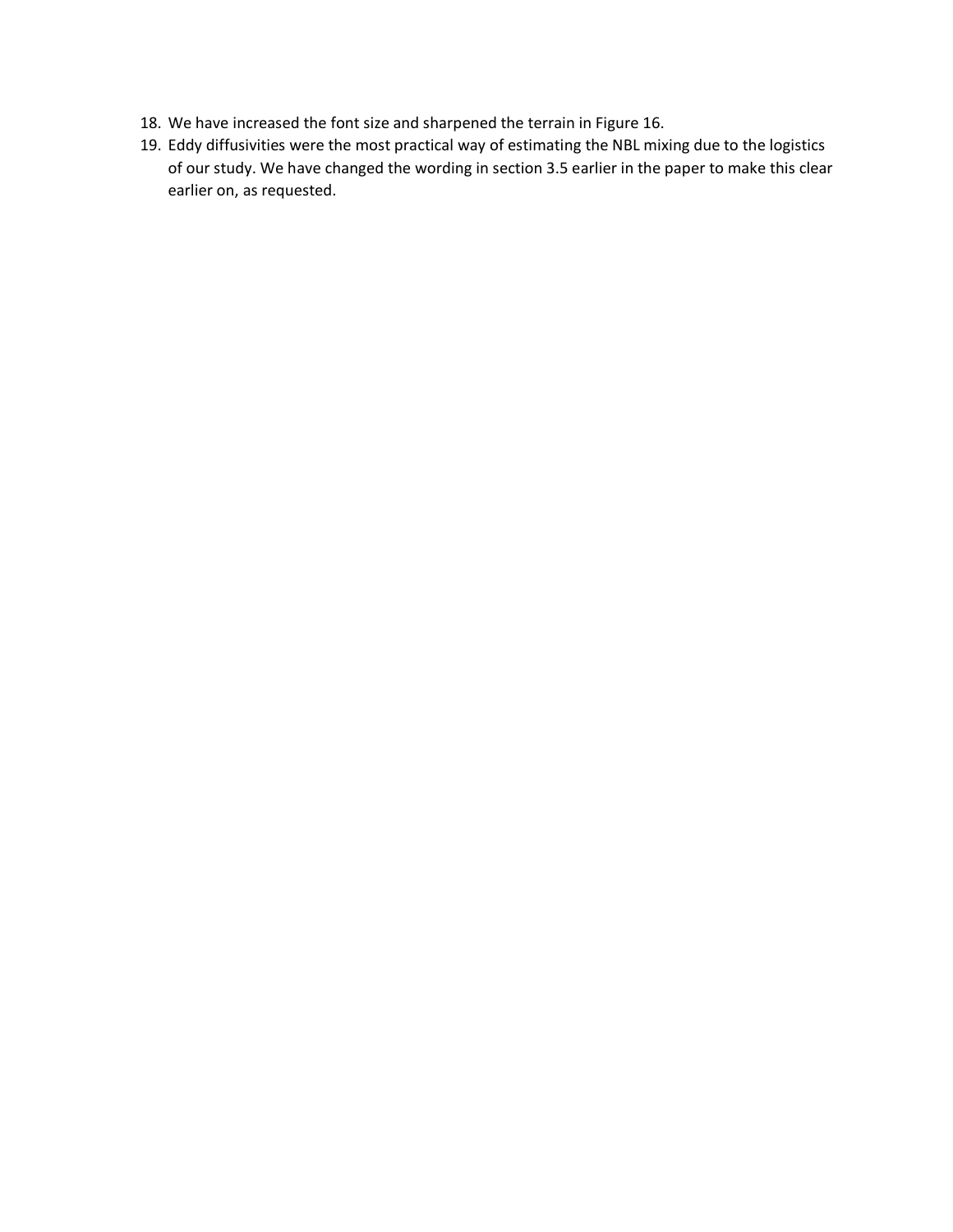18. We have increased the font size and sharpened the terrain in Figure 16.
19. Eddy diffusivities were the most practical way of estimating the NBL mixing due to the logistics of our study. We have changed the wording in section 3.5 earlier in the paper to make this clear earlier on, as requested.